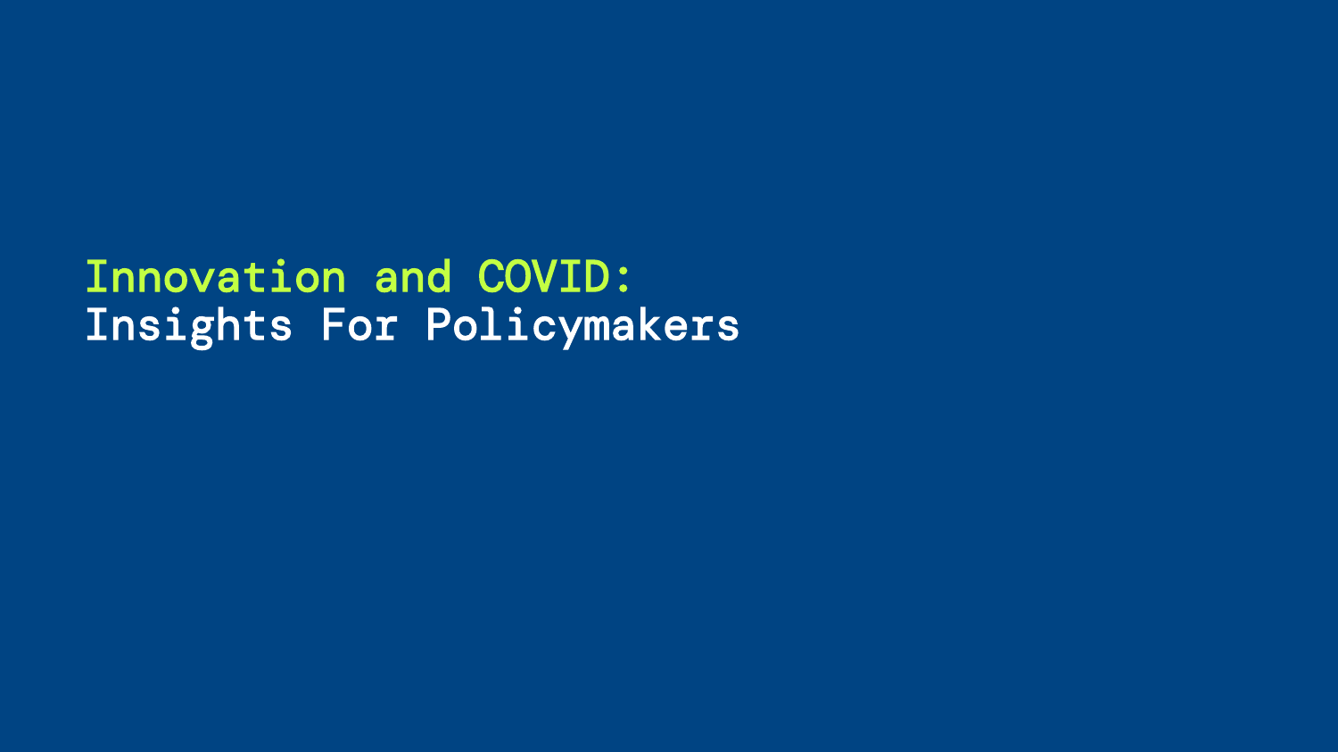# Innovation and COVID:
## Insights For Policymakers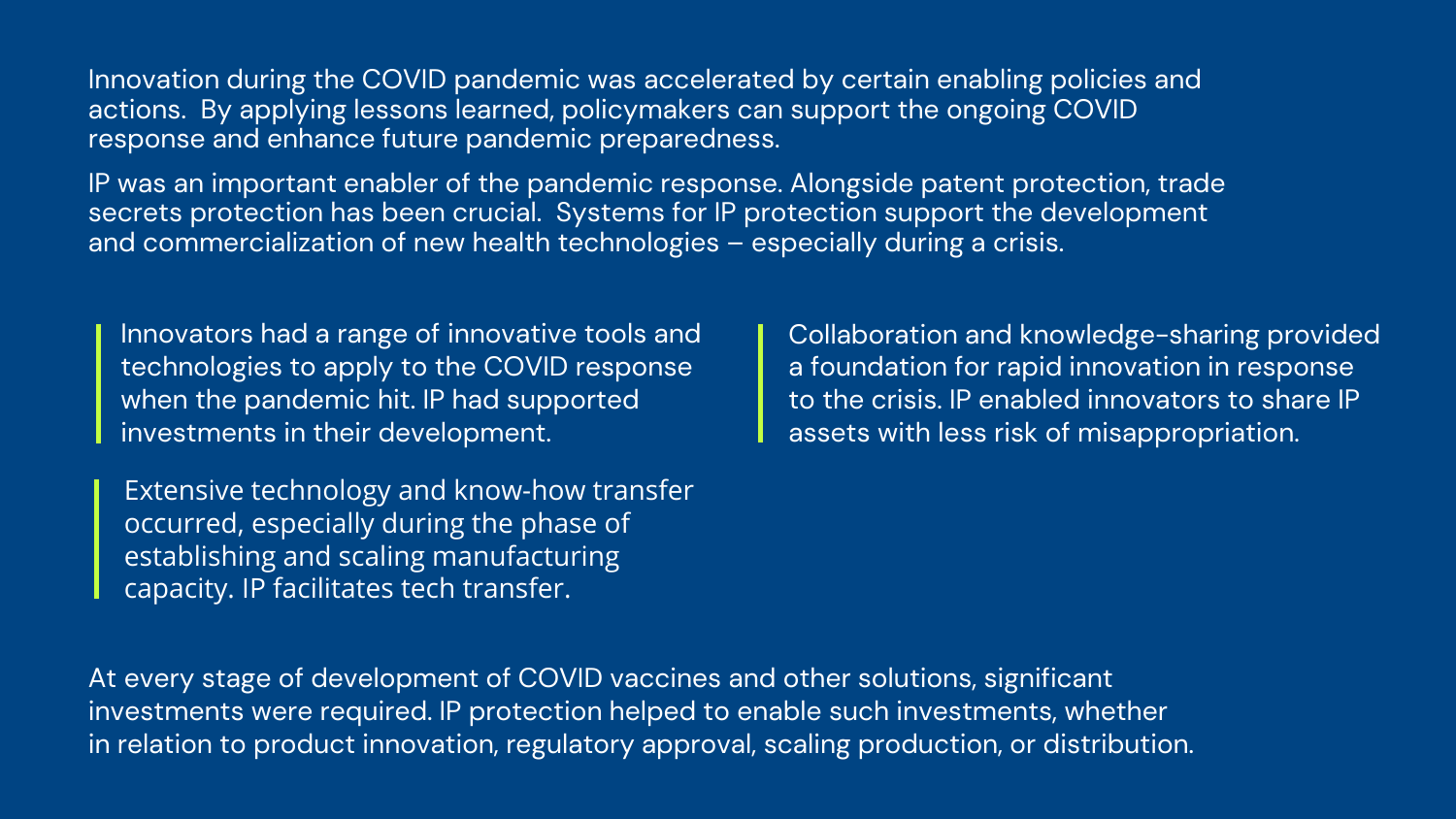Innovation during the COVID pandemic was accelerated by certain enabling policies and actions. By applying lessons learned, policymakers can support the ongoing COVID response and enhance future pandemic preparedness.

IP was an important enabler of the pandemic response. Alongside patent protection, trade secrets protection has been crucial. Systems for IP protection support the development and commercialization of new health technologies – especially during a crisis.

> Innovators had a range of innovative tools and technologies to apply to the COVID response when the pandemic hit. IP had supported investments in their development.

> Extensive technology and know-how transfer occurred, especially during the phase of establishing and scaling manufacturing capacity. IP facilitates tech transfer.

> Collaboration and knowledge-sharing provided a foundation for rapid innovation in response to the crisis. IP enabled innovators to share IP assets with less risk of misappropriation.

At every stage of development of COVID vaccines and other solutions, significant investments were required. IP protection helped to enable such investments, whether in relation to product innovation, regulatory approval, scaling production, or distribution.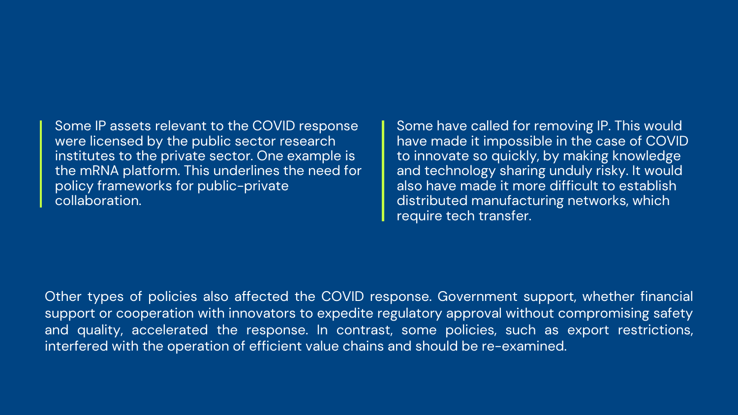Some IP assets relevant to the COVID response were licensed by the public sector research institutes to the private sector. One example is the mRNA platform. This underlines the need for policy frameworks for public-private collaboration.

Some have called for removing IP. This would have made it impossible in the case of COVID to innovate so quickly, by making knowledge and technology sharing unduly risky. It would also have made it more difficult to establish distributed manufacturing networks, which require tech transfer.

Other types of policies also affected the COVID response. Government support, whether financial support or cooperation with innovators to expedite regulatory approval without compromising safety and quality, accelerated the response. In contrast, some policies, such as export restrictions, interfered with the operation of efficient value chains and should be re-examined.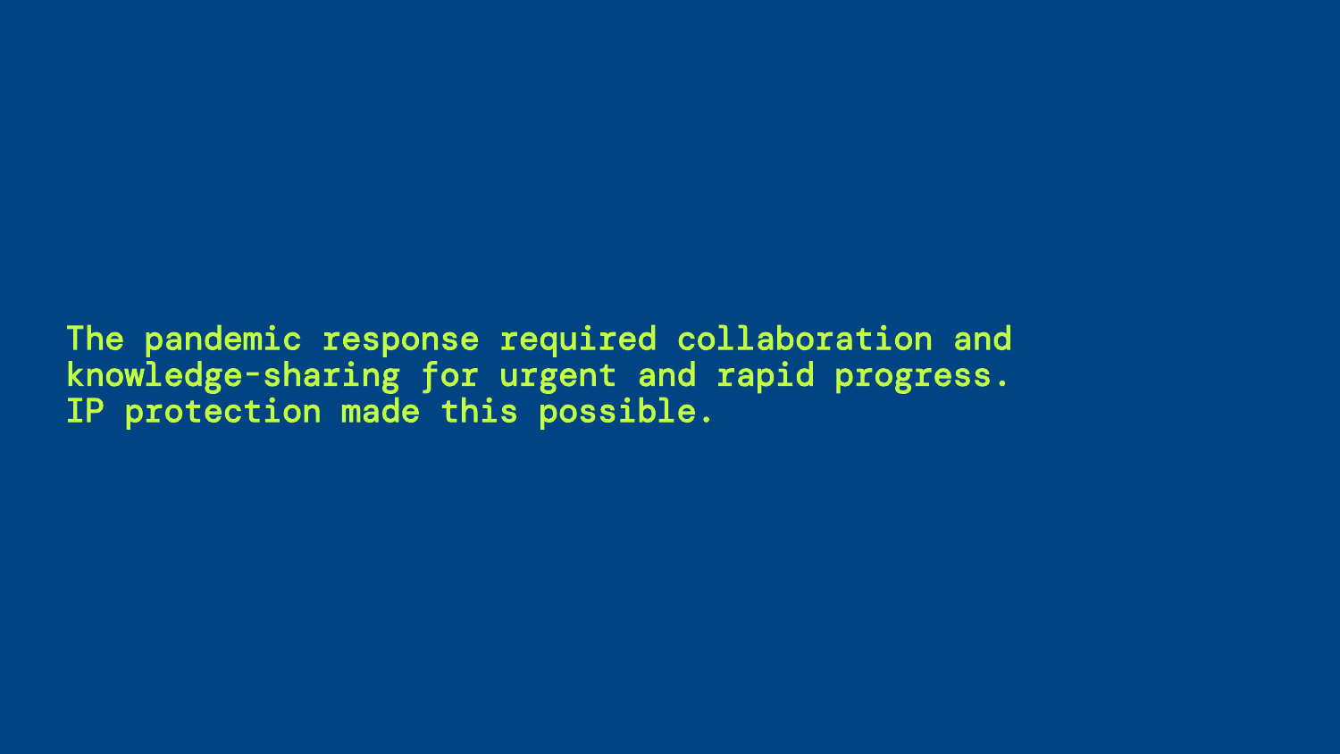The pandemic response required collaboration and knowledge-sharing for urgent and rapid progress. IP protection made this possible.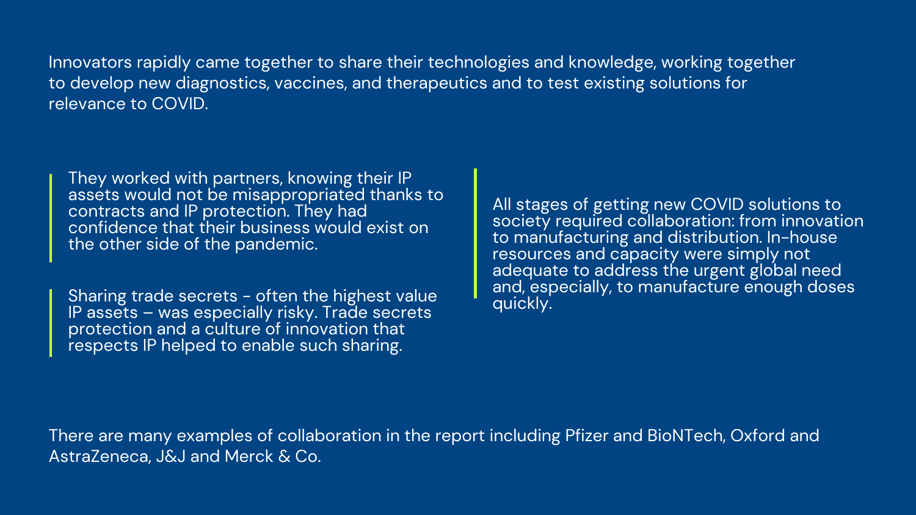Innovators rapidly came together to share their technologies and knowledge, working together to develop new diagnostics, vaccines, and therapeutics and to test existing solutions for relevance to COVID.

They worked with partners, knowing their IP assets would not be misappropriated thanks to contracts and IP protection. They had confidence that their business would exist on the other side of the pandemic.

Sharing trade secrets - often the highest value IP assets – was especially risky. Trade secrets protection and a culture of innovation that respects IP helped to enable such sharing.

All stages of getting new COVID solutions to society required collaboration: from innovation to manufacturing and distribution. In-house resources and capacity were simply not adequate to address the urgent global need and, especially, to manufacture enough doses quickly.

There are many examples of collaboration in the report including Pfizer and BioNTech, Oxford and AstraZeneca, J&J and Merck & Co.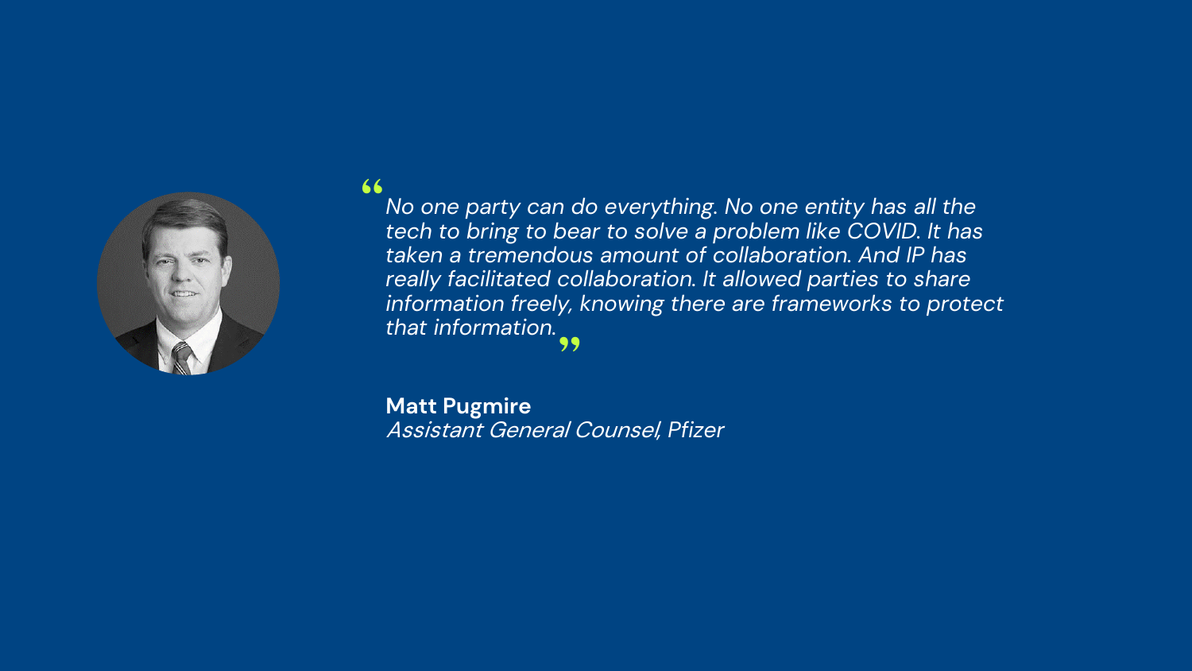> *No one party can do everything. No one entity has all the tech to bring to bear to solve a problem like COVID. It has taken a tremendous amount of collaboration. And IP has really facilitated collaboration. It allowed parties to share information freely, knowing there are frameworks to protect that information.*

**Matt Pugmire**
*Assistant General Counsel, Pfizer*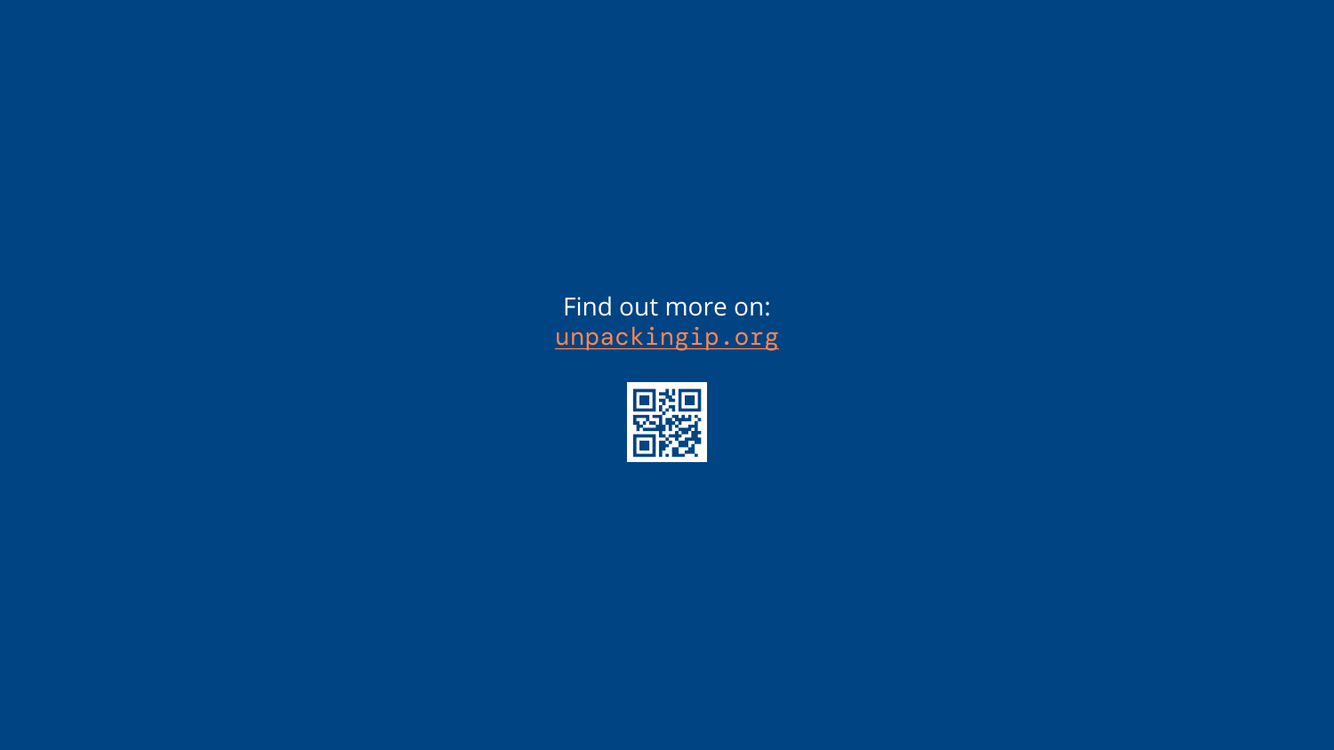Find out more on:
unpackingip.org